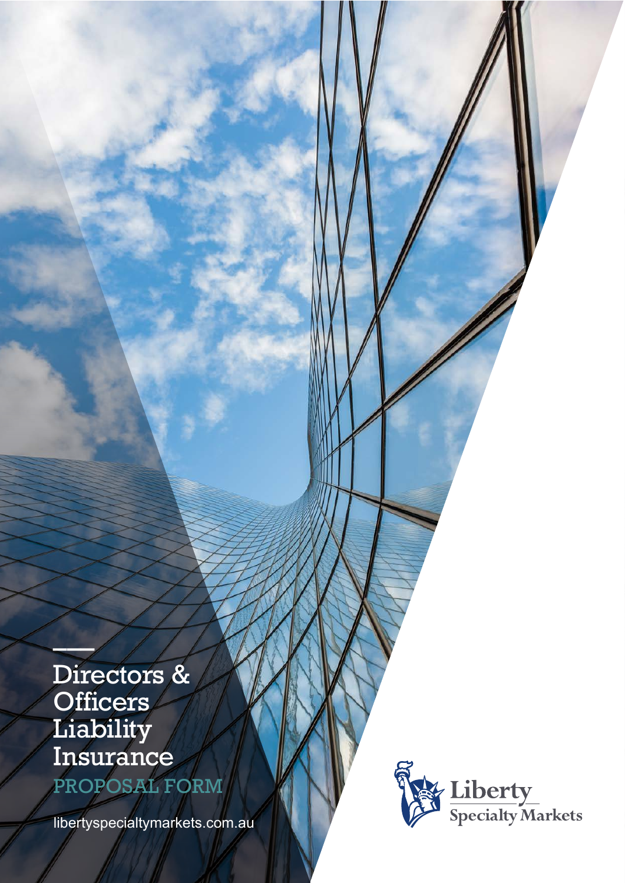# Directors & Officers Liability Insurance

## PROPOSAL FORM

libertyspecialtymarkets.com.au

Liberty Specialty Markets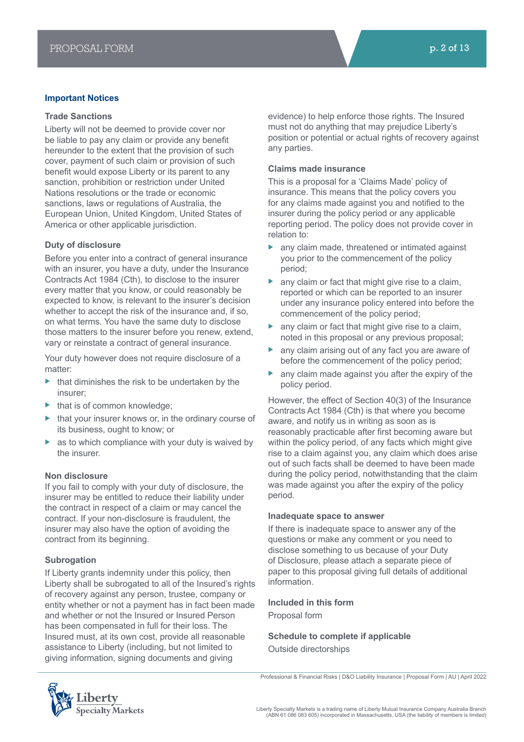## Important Notices

### Trade Sanctions

Liberty will not be deemed to provide cover nor be liable to pay any claim or provide any benefit hereunder to the extent that the provision of such cover, payment of such claim or provision of such benefit would expose Liberty or its parent to any sanction, prohibition or restriction under United Nations resolutions or the trade or economic sanctions, laws or regulations of Australia, the European Union, United Kingdom, United States of America or other applicable jurisdiction.

### Duty of disclosure

Before you enter into a contract of general insurance with an insurer, you have a duty, under the Insurance Contracts Act 1984 (Cth), to disclose to the insurer every matter that you know, or could reasonably be expected to know, is relevant to the insurer's decision whether to accept the risk of the insurance and, if so, on what terms. You have the same duty to disclose those matters to the insurer before you renew, extend, vary or reinstate a contract of general insurance.

Your duty however does not require disclosure of a matter:

- that diminishes the risk to be undertaken by the insurer;
- that is of common knowledge;
- that your insurer knows or, in the ordinary course of its business, ought to know; or
- as to which compliance with your duty is waived by the insurer.

### Non disclosure

If you fail to comply with your duty of disclosure, the insurer may be entitled to reduce their liability under the contract in respect of a claim or may cancel the contract. If your non-disclosure is fraudulent, the insurer may also have the option of avoiding the contract from its beginning.

### Subrogation

If Liberty grants indemnity under this policy, then Liberty shall be subrogated to all of the Insured's rights of recovery against any person, trustee, company or entity whether or not a payment has in fact been made and whether or not the Insured or Insured Person has been compensated in full for their loss. The Insured must, at its own cost, provide all reasonable assistance to Liberty (including, but not limited to giving information, signing documents and giving evidence) to help enforce those rights. The Insured must not do anything that may prejudice Liberty's position or potential or actual rights of recovery against any parties.

### Claims made insurance

This is a proposal for a 'Claims Made' policy of insurance. This means that the policy covers you for any claims made against you and notified to the insurer during the policy period or any applicable reporting period. The policy does not provide cover in relation to:

- any claim made, threatened or intimated against you prior to the commencement of the policy period;
- any claim or fact that might give rise to a claim, reported or which can be reported to an insurer under any insurance policy entered into before the commencement of the policy period;
- any claim or fact that might give rise to a claim, noted in this proposal or any previous proposal;
- any claim arising out of any fact you are aware of before the commencement of the policy period;
- any claim made against you after the expiry of the policy period.

However, the effect of Section 40(3) of the Insurance Contracts Act 1984 (Cth) is that where you become aware, and notify us in writing as soon as is reasonably practicable after first becoming aware but within the policy period, of any facts which might give rise to a claim against you, any claim which does arise out of such facts shall be deemed to have been made during the policy period, notwithstanding that the claim was made against you after the expiry of the policy period.

### Inadequate space to answer

If there is inadequate space to answer any of the questions or make any comment or you need to disclose something to us because of your Duty of Disclosure, please attach a separate piece of paper to this proposal giving full details of additional information.

### Included in this form

Proposal form

### Schedule to complete if applicable

Outside directorships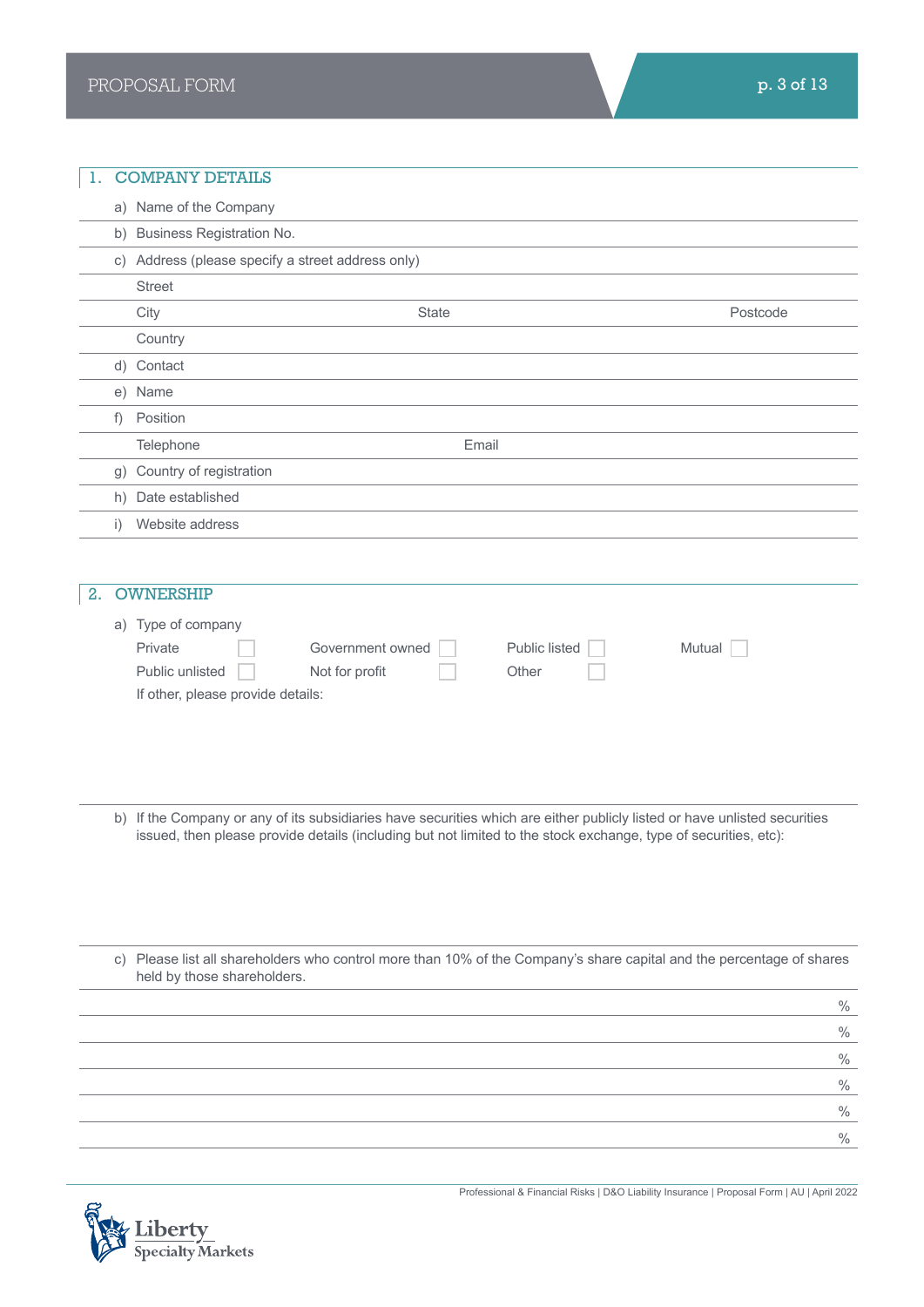## 1. COMPANY DETAILS

a) Name of the Company

b) Business Registration No.

c) Address (please specify a street address only)

Street

City | State | Postcode

Country

d) Contact

e) Name

f) Position

Telephone | Email

g) Country of registration

h) Date established

i) Website address

## 2. OWNERSHIP

a) Type of company

| | | | | | | | |
|---|---|---|---|---|---|---|---|
| Private | ☐ | Government owned | ☐ | Public listed | ☐ | Mutual | ☐ |
| Public unlisted | ☐ | Not for profit | ☐ | Other | ☐ | | |

If other, please provide details:

b) If the Company or any of its subsidiaries have securities which are either publicly listed or have unlisted securities issued, then please provide details (including but not limited to the stock exchange, type of securities, etc):

c) Please list all shareholders who control more than 10% of the Company's share capital and the percentage of shares held by those shareholders.

| Shareholder | % |
|---|---|
| | % |
| | % |
| | % |
| | % |
| | % |
| | % |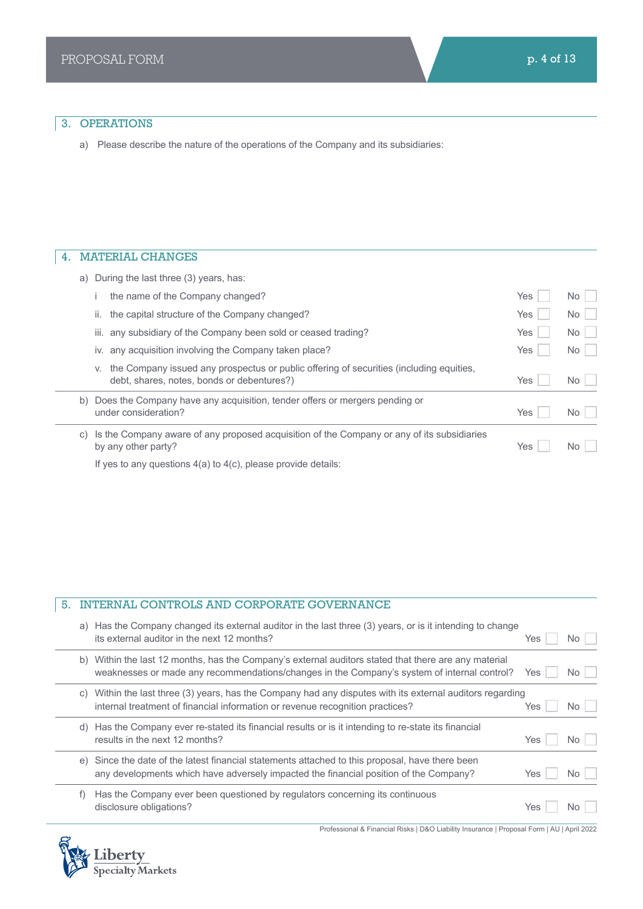## 3. OPERATIONS

a) Please describe the nature of the operations of the Company and its subsidiaries:

## 4. MATERIAL CHANGES

a) During the last three (3) years, has:

| | | |
|---|---|---|
| i the name of the Company changed? | Yes ☐ | No ☐ |
| ii. the capital structure of the Company changed? | Yes ☐ | No ☐ |
| iii. any subsidiary of the Company been sold or ceased trading? | Yes ☐ | No ☐ |
| iv. any acquisition involving the Company taken place? | Yes ☐ | No ☐ |
| v. the Company issued any prospectus or public offering of securities (including equities, debt, shares, notes, bonds or debentures?) | Yes ☐ | No ☐ |

| | | |
|---|---|---|
| b) Does the Company have any acquisition, tender offers or mergers pending or under consideration? | Yes ☐ | No ☐ |
| c) Is the Company aware of any proposed acquisition of the Company or any of its subsidiaries by any other party? | Yes ☐ | No ☐ |

If yes to any questions 4(a) to 4(c), please provide details:

## 5. INTERNAL CONTROLS AND CORPORATE GOVERNANCE

| | | |
|---|---|---|
| a) Has the Company changed its external auditor in the last three (3) years, or is it intending to change its external auditor in the next 12 months? | Yes ☐ | No ☐ |
| b) Within the last 12 months, has the Company's external auditors stated that there are any material weaknesses or made any recommendations/changes in the Company's system of internal control? | Yes ☐ | No ☐ |
| c) Within the last three (3) years, has the Company had any disputes with its external auditors regarding internal treatment of financial information or revenue recognition practices? | Yes ☐ | No ☐ |
| d) Has the Company ever re-stated its financial results or is it intending to re-state its financial results in the next 12 months? | Yes ☐ | No ☐ |
| e) Since the date of the latest financial statements attached to this proposal, have there been any developments which have adversely impacted the financial position of the Company? | Yes ☐ | No ☐ |
| f) Has the Company ever been questioned by regulators concerning its continuous disclosure obligations? | Yes ☐ | No ☐ |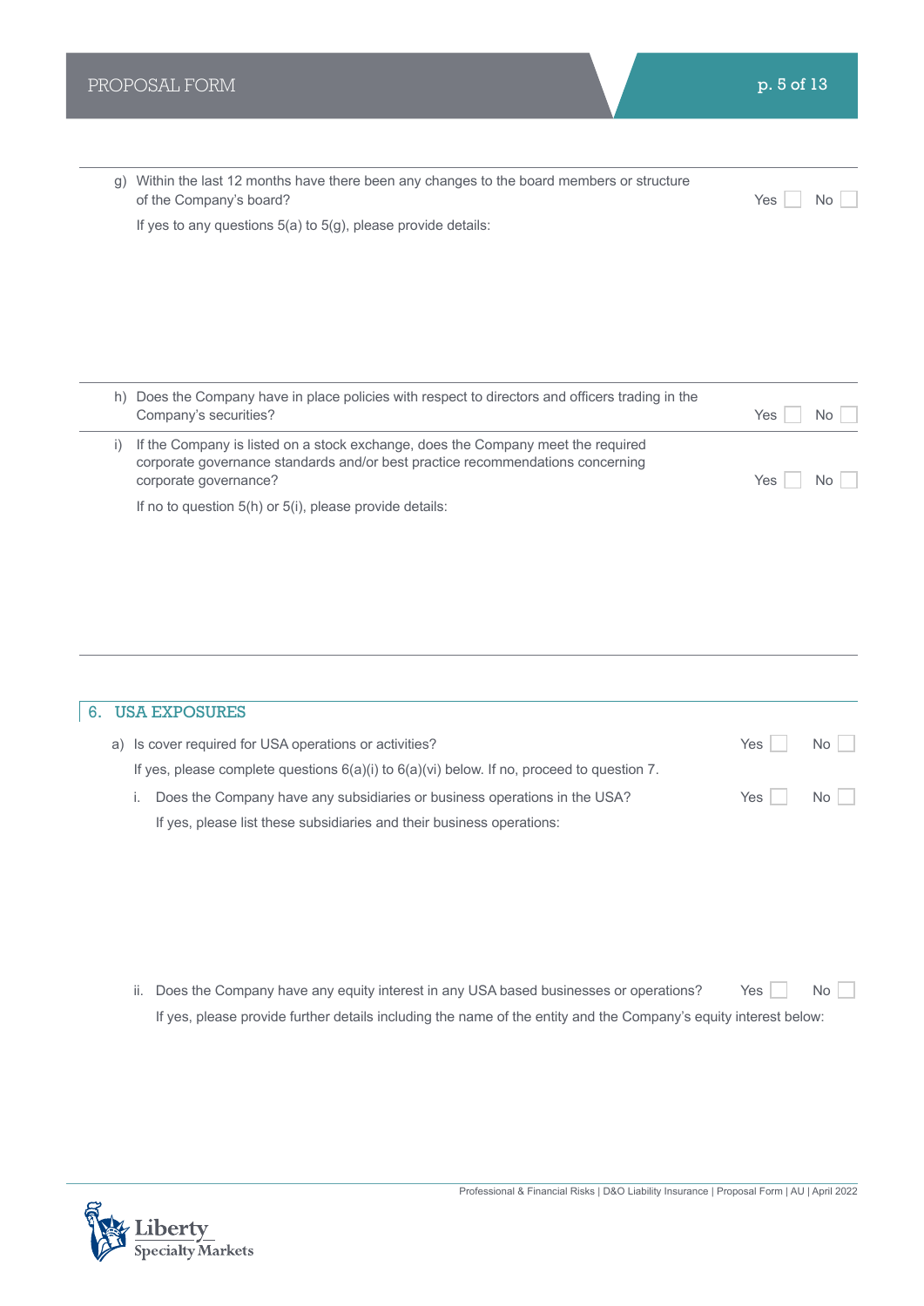g) Within the last 12 months have there been any changes to the board members or structure of the Company's board? Yes ☐ No ☐

If yes to any questions 5(a) to 5(g), please provide details:

h) Does the Company have in place policies with respect to directors and officers trading in the Company's securities? Yes ☐ No ☐

i) If the Company is listed on a stock exchange, does the Company meet the required corporate governance standards and/or best practice recommendations concerning corporate governance? Yes ☐ No ☐

If no to question 5(h) or 5(i), please provide details:

## 6. USA EXPOSURES

a) Is cover required for USA operations or activities? Yes ☐ No ☐

If yes, please complete questions 6(a)(i) to 6(a)(vi) below. If no, proceed to question 7.

i. Does the Company have any subsidiaries or business operations in the USA? Yes ☐ No ☐

If yes, please list these subsidiaries and their business operations:

ii. Does the Company have any equity interest in any USA based businesses or operations? Yes ☐ No ☐

If yes, please provide further details including the name of the entity and the Company's equity interest below: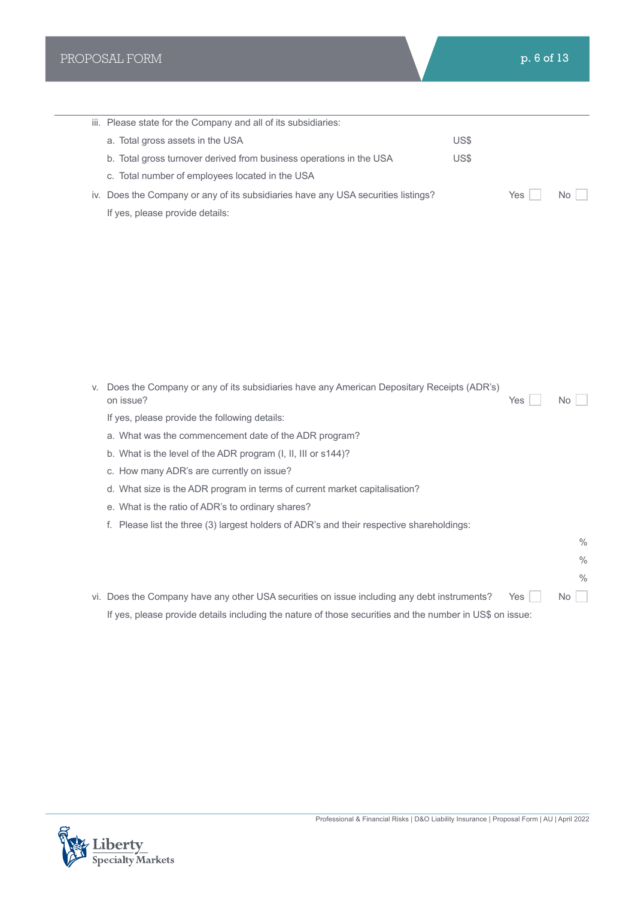iii. Please state for the Company and all of its subsidiaries:

a. Total gross assets in the USA US$

b. Total gross turnover derived from business operations in the USA US$

c. Total number of employees located in the USA

iv. Does the Company or any of its subsidiaries have any USA securities listings? Yes ☐ No ☐

If yes, please provide details:

v. Does the Company or any of its subsidiaries have any American Depositary Receipts (ADR's) on issue? Yes ☐ No ☐

If yes, please provide the following details:

a. What was the commencement date of the ADR program?

b. What is the level of the ADR program (I, II, III or s144)?

c. How many ADR's are currently on issue?

d. What size is the ADR program in terms of current market capitalisation?

e. What is the ratio of ADR's to ordinary shares?

f. Please list the three (3) largest holders of ADR's and their respective shareholdings:

%

%

%

vi. Does the Company have any other USA securities on issue including any debt instruments? Yes ☐ No ☐

If yes, please provide details including the nature of those securities and the number in US$ on issue: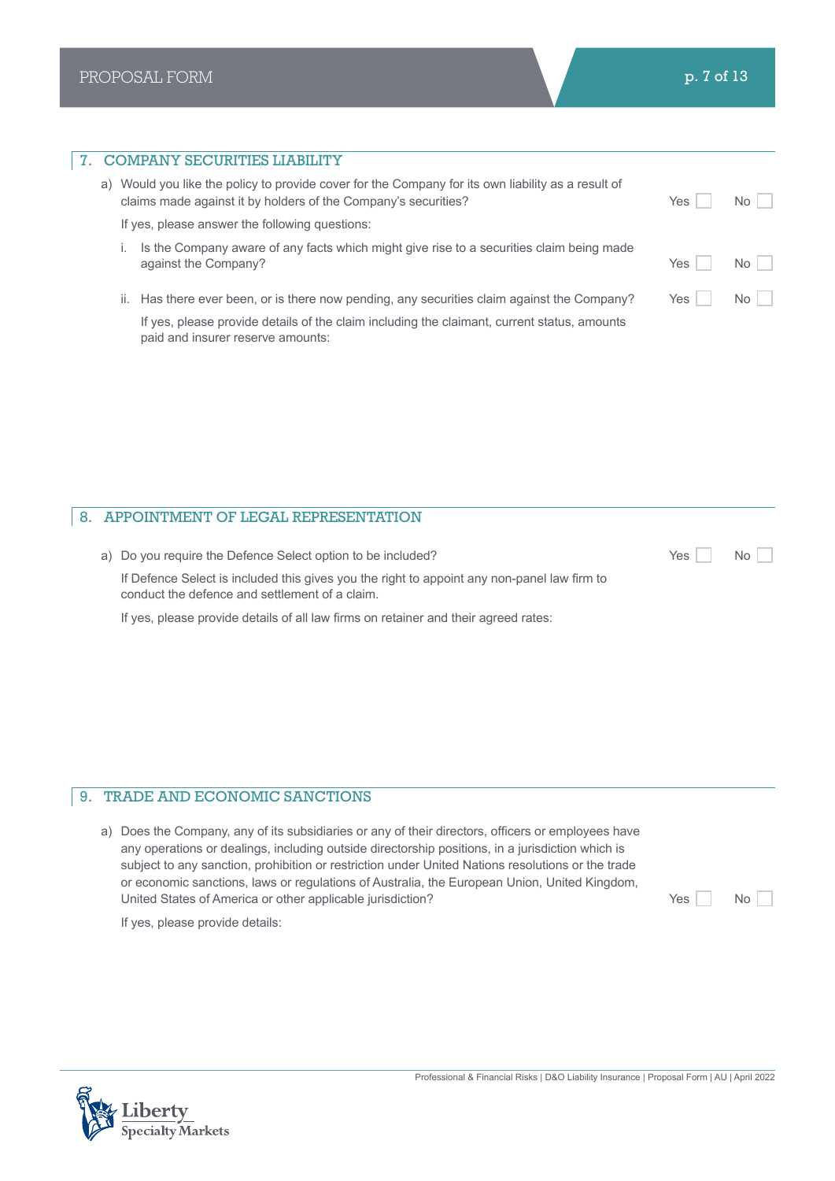## 7. COMPANY SECURITIES LIABILITY

a) Would you like the policy to provide cover for the Company for its own liability as a result of claims made against it by holders of the Company's securities? Yes ☐ No ☐

If yes, please answer the following questions:

i. Is the Company aware of any facts which might give rise to a securities claim being made against the Company? Yes ☐ No ☐

ii. Has there ever been, or is there now pending, any securities claim against the Company? Yes ☐ No ☐

If yes, please provide details of the claim including the claimant, current status, amounts paid and insurer reserve amounts:

## 8. APPOINTMENT OF LEGAL REPRESENTATION

a) Do you require the Defence Select option to be included? Yes ☐ No ☐

If Defence Select is included this gives you the right to appoint any non-panel law firm to conduct the defence and settlement of a claim.

If yes, please provide details of all law firms on retainer and their agreed rates:

## 9. TRADE AND ECONOMIC SANCTIONS

a) Does the Company, any of its subsidiaries or any of their directors, officers or employees have any operations or dealings, including outside directorship positions, in a jurisdiction which is subject to any sanction, prohibition or restriction under United Nations resolutions or the trade or economic sanctions, laws or regulations of Australia, the European Union, United Kingdom, United States of America or other applicable jurisdiction? Yes ☐ No ☐

If yes, please provide details: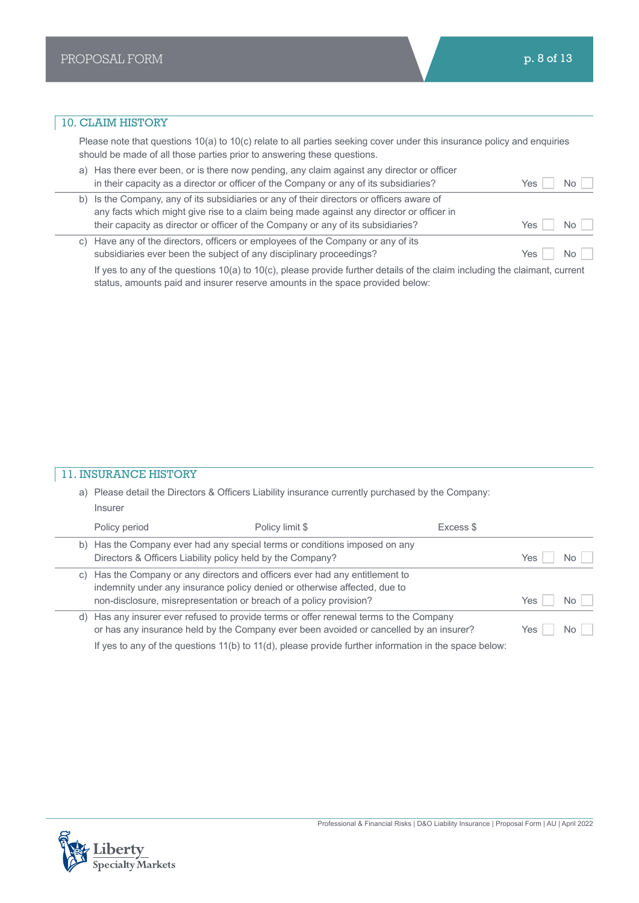## 10. CLAIM HISTORY

Please note that questions 10(a) to 10(c) relate to all parties seeking cover under this insurance policy and enquiries should be made of all those parties prior to answering these questions.

a) Has there ever been, or is there now pending, any claim against any director or officer in their capacity as a director or officer of the Company or any of its subsidiaries? Yes ☐ No ☐

b) Is the Company, any of its subsidiaries or any of their directors or officers aware of any facts which might give rise to a claim being made against any director or officer in their capacity as director or officer of the Company or any of its subsidiaries? Yes ☐ No ☐

c) Have any of the directors, officers or employees of the Company or any of its subsidiaries ever been the subject of any disciplinary proceedings? Yes ☐ No ☐

If yes to any of the questions 10(a) to 10(c), please provide further details of the claim including the claimant, current status, amounts paid and insurer reserve amounts in the space provided below:

## 11. INSURANCE HISTORY

a) Please detail the Directors & Officers Liability insurance currently purchased by the Company:

Insurer

Policy period | Policy limit $ | Excess $

b) Has the Company ever had any special terms or conditions imposed on any Directors & Officers Liability policy held by the Company? Yes ☐ No ☐

c) Has the Company or any directors and officers ever had any entitlement to indemnity under any insurance policy denied or otherwise affected, due to non-disclosure, misrepresentation or breach of a policy provision? Yes ☐ No ☐

d) Has any insurer ever refused to provide terms or offer renewal terms to the Company or has any insurance held by the Company ever been avoided or cancelled by an insurer? Yes ☐ No ☐

If yes to any of the questions 11(b) to 11(d), please provide further information in the space below: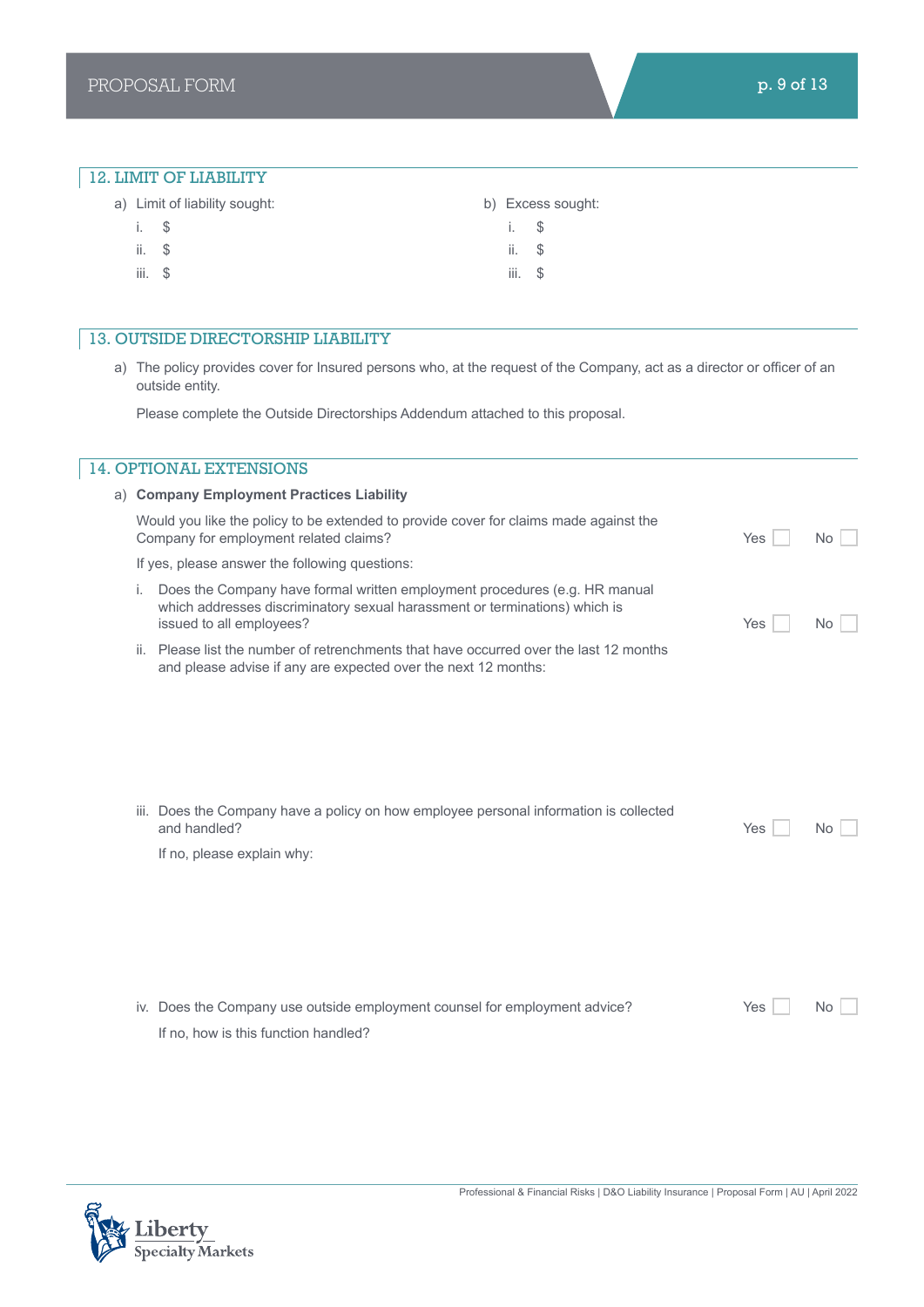## 12. LIMIT OF LIABILITY

a) Limit of liability sought:

i. $

ii. $

iii. $

b) Excess sought:

i. $

ii. $

iii. $

## 13. OUTSIDE DIRECTORSHIP LIABILITY

a) The policy provides cover for Insured persons who, at the request of the Company, act as a director or officer of an outside entity.

Please complete the Outside Directorships Addendum attached to this proposal.

## 14. OPTIONAL EXTENSIONS

a) **Company Employment Practices Liability**

Would you like the policy to be extended to provide cover for claims made against the Company for employment related claims? Yes ☐ No ☐

If yes, please answer the following questions:

i. Does the Company have formal written employment procedures (e.g. HR manual which addresses discriminatory sexual harassment or terminations) which is issued to all employees? Yes ☐ No ☐

ii. Please list the number of retrenchments that have occurred over the last 12 months and please advise if any are expected over the next 12 months:

iii. Does the Company have a policy on how employee personal information is collected and handled? Yes ☐ No ☐

If no, please explain why:

iv. Does the Company use outside employment counsel for employment advice? Yes ☐ No ☐

If no, how is this function handled?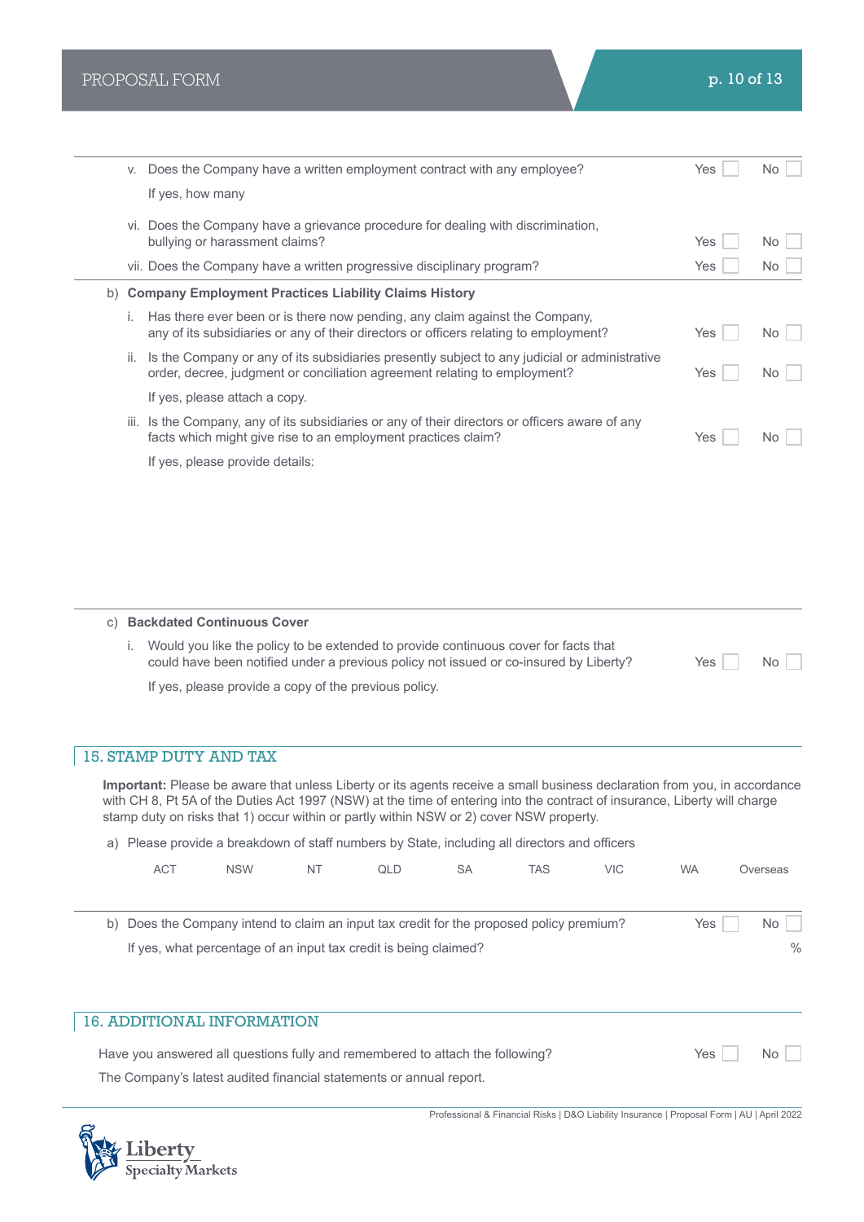v. Does the Company have a written employment contract with any employee? Yes ☐ No ☐

If yes, how many

vi. Does the Company have a grievance procedure for dealing with discrimination, bullying or harassment claims? Yes ☐ No ☐

vii. Does the Company have a written progressive disciplinary program? Yes ☐ No ☐

b) **Company Employment Practices Liability Claims History**

i. Has there ever been or is there now pending, any claim against the Company, any of its subsidiaries or any of their directors or officers relating to employment? Yes ☐ No ☐

ii. Is the Company or any of its subsidiaries presently subject to any judicial or administrative order, decree, judgment or conciliation agreement relating to employment? Yes ☐ No ☐

If yes, please attach a copy.

iii. Is the Company, any of its subsidiaries or any of their directors or officers aware of any facts which might give rise to an employment practices claim? Yes ☐ No ☐

If yes, please provide details:

c) **Backdated Continuous Cover**

i. Would you like the policy to be extended to provide continuous cover for facts that could have been notified under a previous policy not issued or co-insured by Liberty? Yes ☐ No ☐

If yes, please provide a copy of the previous policy.

## 15. STAMP DUTY AND TAX

**Important:** Please be aware that unless Liberty or its agents receive a small business declaration from you, in accordance with CH 8, Pt 5A of the Duties Act 1997 (NSW) at the time of entering into the contract of insurance, Liberty will charge stamp duty on risks that 1) occur within or partly within NSW or 2) cover NSW property.

a) Please provide a breakdown of staff numbers by State, including all directors and officers

| ACT | NSW | NT | QLD | SA | TAS | VIC | WA | Overseas |
|---|---|---|---|---|---|---|---|---|
| | | | | | | | | |

b) Does the Company intend to claim an input tax credit for the proposed policy premium? Yes ☐ No ☐

If yes, what percentage of an input tax credit is being claimed? %

## 16. ADDITIONAL INFORMATION

Have you answered all questions fully and remembered to attach the following? Yes ☐ No ☐

The Company's latest audited financial statements or annual report.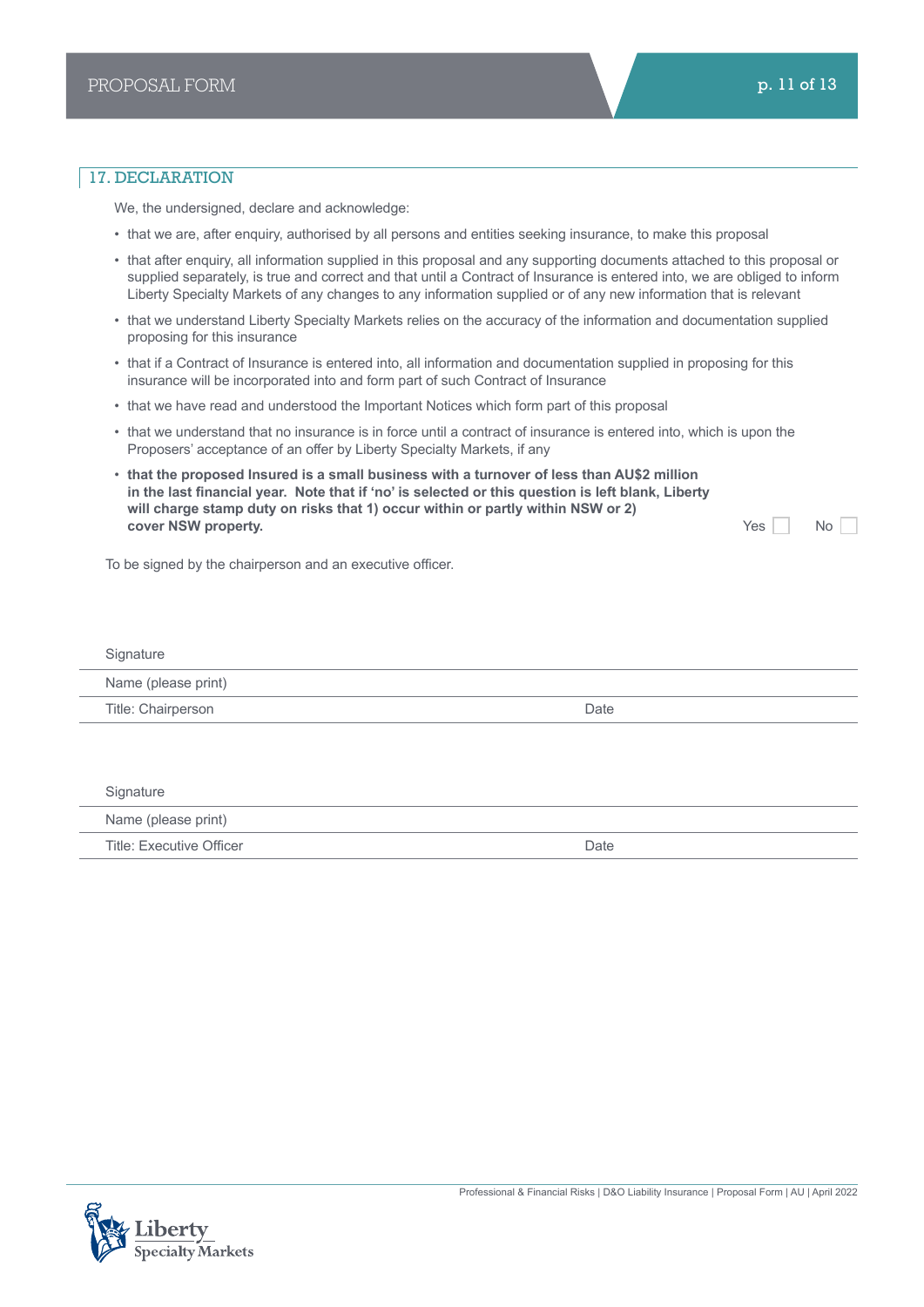## 17. DECLARATION

We, the undersigned, declare and acknowledge:

- that we are, after enquiry, authorised by all persons and entities seeking insurance, to make this proposal
- that after enquiry, all information supplied in this proposal and any supporting documents attached to this proposal or supplied separately, is true and correct and that until a Contract of Insurance is entered into, we are obliged to inform Liberty Specialty Markets of any changes to any information supplied or of any new information that is relevant
- that we understand Liberty Specialty Markets relies on the accuracy of the information and documentation supplied proposing for this insurance
- that if a Contract of Insurance is entered into, all information and documentation supplied in proposing for this insurance will be incorporated into and form part of such Contract of Insurance
- that we have read and understood the Important Notices which form part of this proposal
- that we understand that no insurance is in force until a contract of insurance is entered into, which is upon the Proposers' acceptance of an offer by Liberty Specialty Markets, if any
- **that the proposed Insured is a small business with a turnover of less than AU$2 million in the last financial year. Note that if 'no' is selected or this question is left blank, Liberty will charge stamp duty on risks that 1) occur within or partly within NSW or 2) cover NSW property.** Yes ☐ No ☐

To be signed by the chairperson and an executive officer.

Signature

Name (please print)

Title: Chairperson Date

Signature

Name (please print)

Title: Executive Officer Date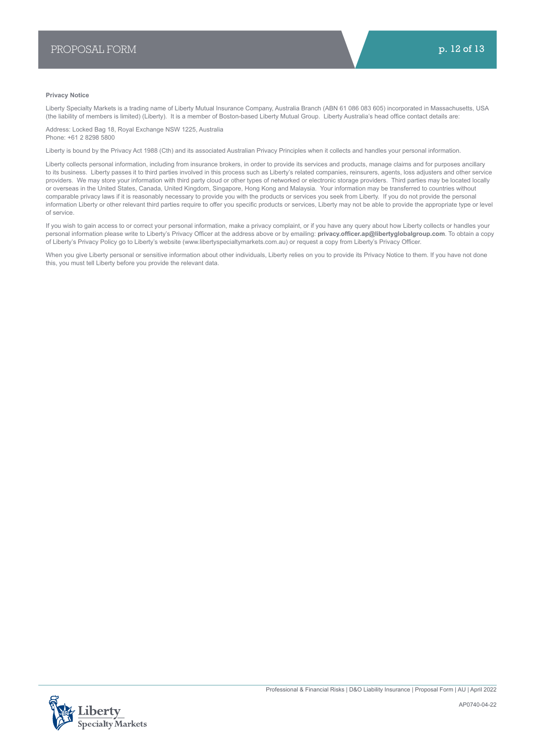**Privacy Notice**

Liberty Specialty Markets is a trading name of Liberty Mutual Insurance Company, Australia Branch (ABN 61 086 083 605) incorporated in Massachusetts, USA (the liability of members is limited) (Liberty). It is a member of Boston-based Liberty Mutual Group. Liberty Australia's head office contact details are:

Address: Locked Bag 18, Royal Exchange NSW 1225, Australia
Phone: +61 2 8298 5800

Liberty is bound by the Privacy Act 1988 (Cth) and its associated Australian Privacy Principles when it collects and handles your personal information.

Liberty collects personal information, including from insurance brokers, in order to provide its services and products, manage claims and for purposes ancillary to its business. Liberty passes it to third parties involved in this process such as Liberty's related companies, reinsurers, agents, loss adjusters and other service providers. We may store your information with third party cloud or other types of networked or electronic storage providers. Third parties may be located locally or overseas in the United States, Canada, United Kingdom, Singapore, Hong Kong and Malaysia. Your information may be transferred to countries without comparable privacy laws if it is reasonably necessary to provide you with the products or services you seek from Liberty. If you do not provide the personal information Liberty or other relevant third parties require to offer you specific products or services, Liberty may not be able to provide the appropriate type or level of service.

If you wish to gain access to or correct your personal information, make a privacy complaint, or if you have any query about how Liberty collects or handles your personal information please write to Liberty's Privacy Officer at the address above or by emailing: **privacy.officer.ap@libertyglobalgroup.com**. To obtain a copy of Liberty's Privacy Policy go to Liberty's website (www.libertyspecialtymarkets.com.au) or request a copy from Liberty's Privacy Officer.

When you give Liberty personal or sensitive information about other individuals, Liberty relies on you to provide its Privacy Notice to them. If you have not done this, you must tell Liberty before you provide the relevant data.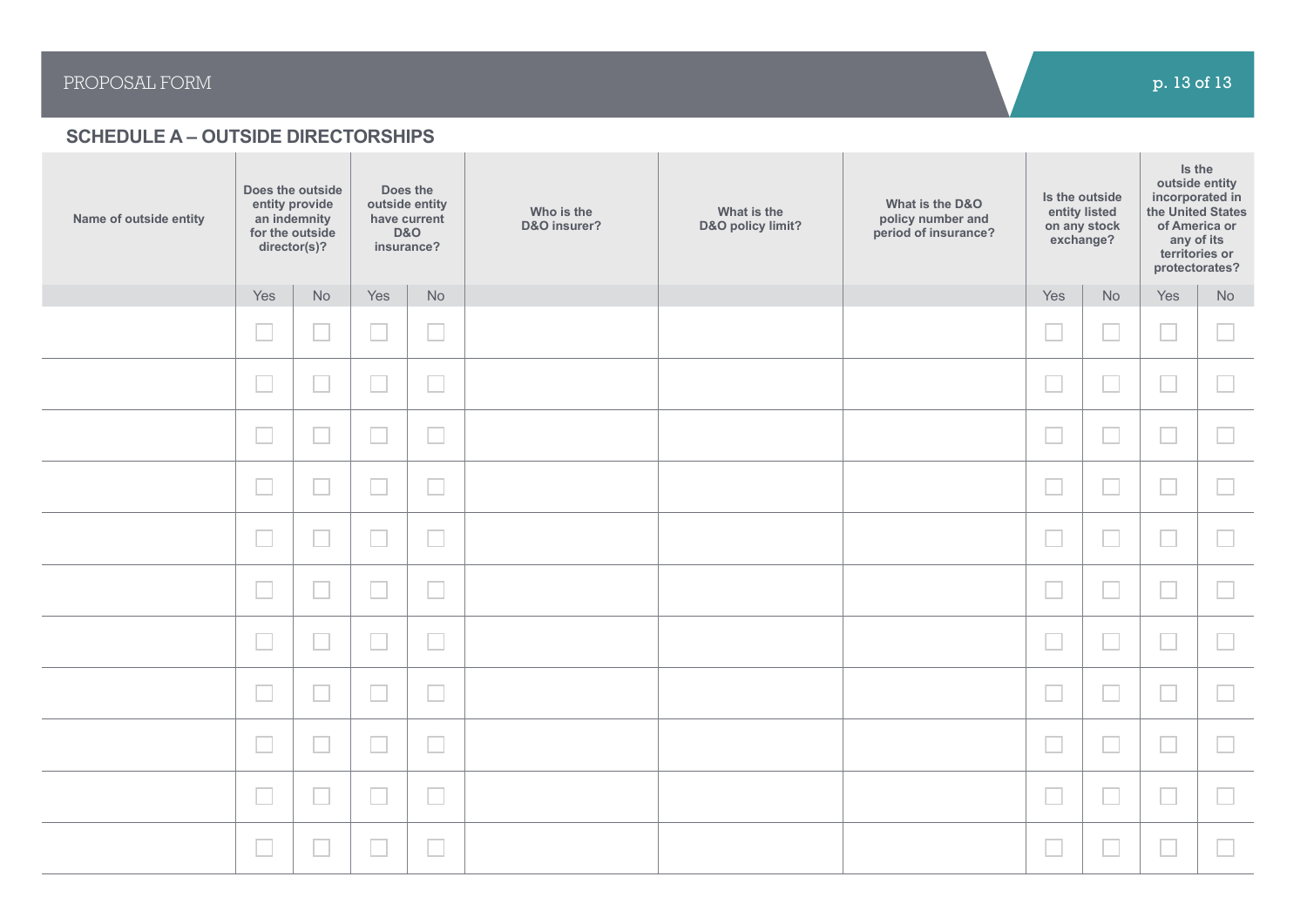## SCHEDULE A – OUTSIDE DIRECTORSHIPS

| Name of outside entity | Does the outside entity provide an indemnity for the outside director(s)? | | Does the outside entity have current D&O insurance? | | Who is the D&O insurer? | What is the D&O policy limit? | What is the D&O policy number and period of insurance? | Is the outside entity listed on any stock exchange? | | Is the outside entity incorporated in the United States of America or any of its territories or protectorates? | |
|---|---|---|---|---|---|---|---|---|---|---|---|
| | Yes | No | Yes | No | | | | Yes | No | Yes | No |
| | ☐ | ☐ | ☐ | ☐ | | | | ☐ | ☐ | ☐ | ☐ |
| | ☐ | ☐ | ☐ | ☐ | | | | ☐ | ☐ | ☐ | ☐ |
| | ☐ | ☐ | ☐ | ☐ | | | | ☐ | ☐ | ☐ | ☐ |
| | ☐ | ☐ | ☐ | ☐ | | | | ☐ | ☐ | ☐ | ☐ |
| | ☐ | ☐ | ☐ | ☐ | | | | ☐ | ☐ | ☐ | ☐ |
| | ☐ | ☐ | ☐ | ☐ | | | | ☐ | ☐ | ☐ | ☐ |
| | ☐ | ☐ | ☐ | ☐ | | | | ☐ | ☐ | ☐ | ☐ |
| | ☐ | ☐ | ☐ | ☐ | | | | ☐ | ☐ | ☐ | ☐ |
| | ☐ | ☐ | ☐ | ☐ | | | | ☐ | ☐ | ☐ | ☐ |
| | ☐ | ☐ | ☐ | ☐ | | | | ☐ | ☐ | ☐ | ☐ |
| | ☐ | ☐ | ☐ | ☐ | | | | ☐ | ☐ | ☐ | ☐ |